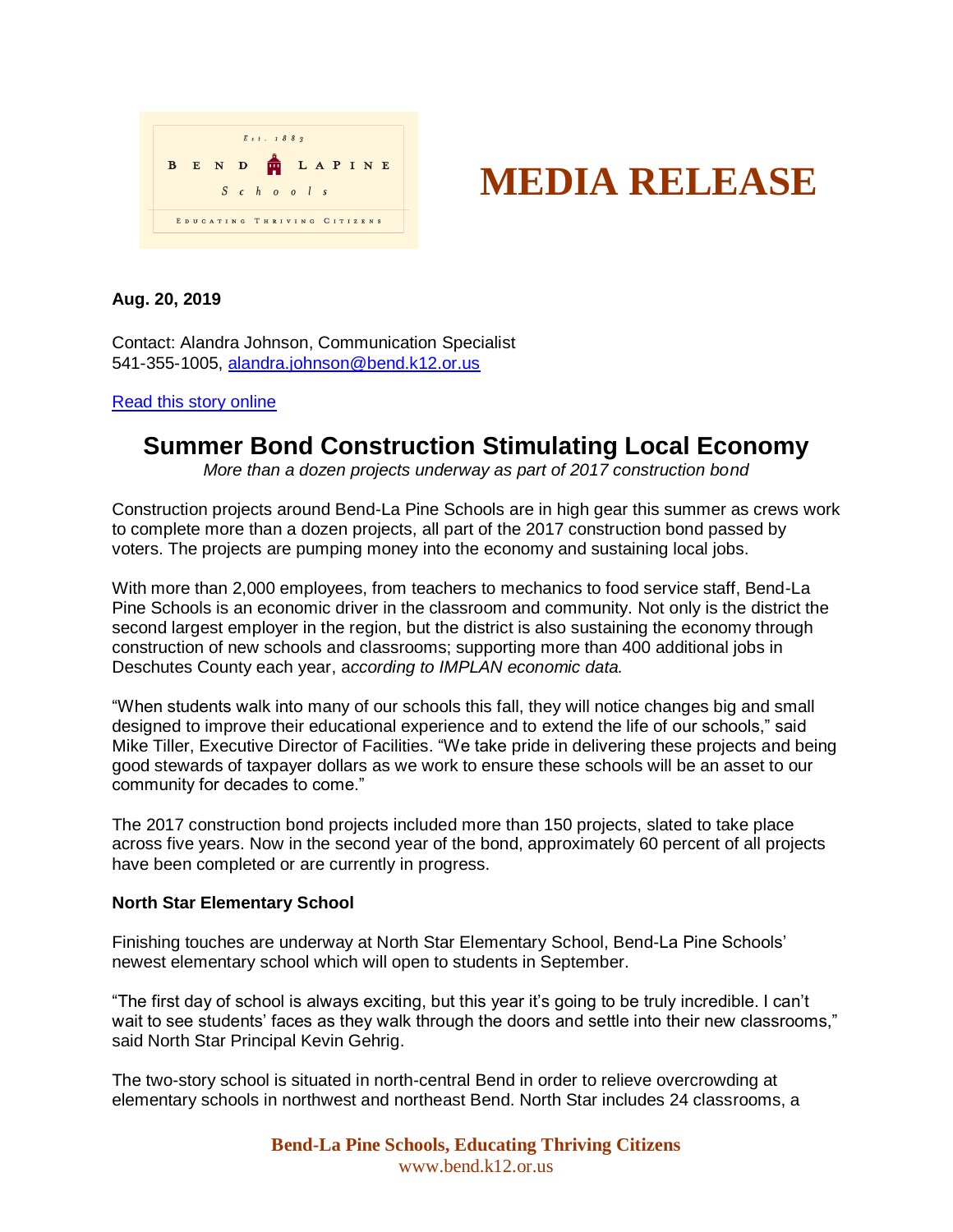# MEDIA RELEASE

**Aug. 20, 2019**

Contact: Alandra Johnson, Communication Specialist
541-355-1005, alandra.johnson@bend.k12.or.us

Read this story online

## Summer Bond Construction Stimulating Local Economy

*More than a dozen projects underway as part of 2017 construction bond*

Construction projects around Bend-La Pine Schools are in high gear this summer as crews work to complete more than a dozen projects, all part of the 2017 construction bond passed by voters. The projects are pumping money into the economy and sustaining local jobs.

With more than 2,000 employees, from teachers to mechanics to food service staff, Bend-La Pine Schools is an economic driver in the classroom and community. Not only is the district the second largest employer in the region, but the district is also sustaining the economy through construction of new schools and classrooms; supporting more than 400 additional jobs in Deschutes County each year, a*ccording to IMPLAN economic data.*

"When students walk into many of our schools this fall, they will notice changes big and small designed to improve their educational experience and to extend the life of our schools," said Mike Tiller, Executive Director of Facilities. "We take pride in delivering these projects and being good stewards of taxpayer dollars as we work to ensure these schools will be an asset to our community for decades to come."

The 2017 construction bond projects included more than 150 projects, slated to take place across five years. Now in the second year of the bond, approximately 60 percent of all projects have been completed or are currently in progress.

**North Star Elementary School**

Finishing touches are underway at North Star Elementary School, Bend-La Pine Schools' newest elementary school which will open to students in September.

"The first day of school is always exciting, but this year it's going to be truly incredible. I can't wait to see students' faces as they walk through the doors and settle into their new classrooms," said North Star Principal Kevin Gehrig.

The two-story school is situated in north-central Bend in order to relieve overcrowding at elementary schools in northwest and northeast Bend. North Star includes 24 classrooms, a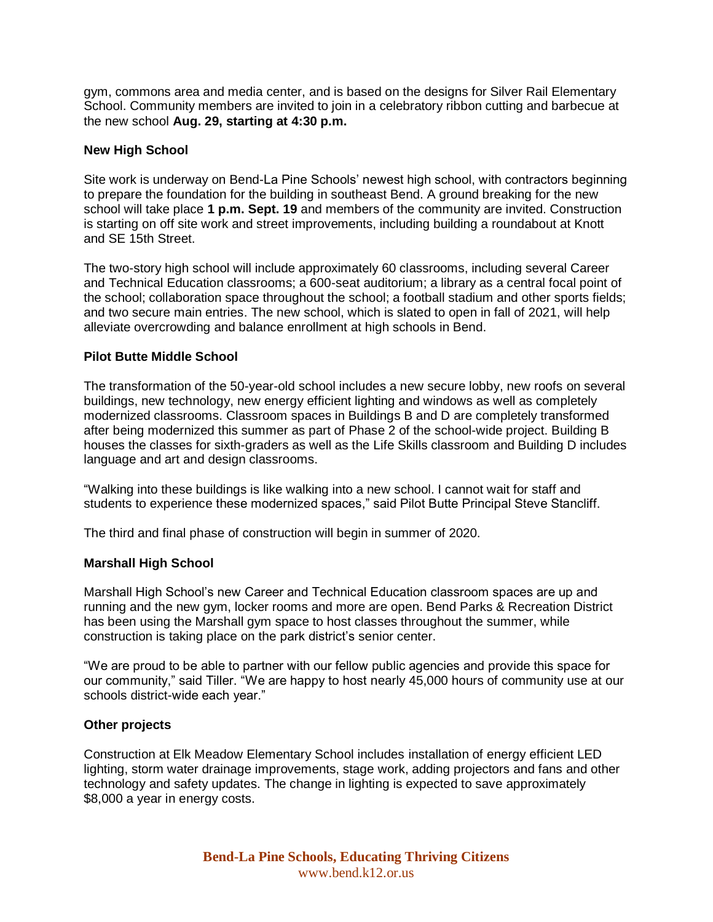gym, commons area and media center, and is based on the designs for Silver Rail Elementary School. Community members are invited to join in a celebratory ribbon cutting and barbecue at the new school **Aug. 29, starting at 4:30 p.m.**

**New High School**

Site work is underway on Bend-La Pine Schools' newest high school, with contractors beginning to prepare the foundation for the building in southeast Bend. A ground breaking for the new school will take place **1 p.m. Sept. 19** and members of the community are invited. Construction is starting on off site work and street improvements, including building a roundabout at Knott and SE 15th Street.

The two-story high school will include approximately 60 classrooms, including several Career and Technical Education classrooms; a 600-seat auditorium; a library as a central focal point of the school; collaboration space throughout the school; a football stadium and other sports fields; and two secure main entries. The new school, which is slated to open in fall of 2021, will help alleviate overcrowding and balance enrollment at high schools in Bend.

**Pilot Butte Middle School**

The transformation of the 50-year-old school includes a new secure lobby, new roofs on several buildings, new technology, new energy efficient lighting and windows as well as completely modernized classrooms. Classroom spaces in Buildings B and D are completely transformed after being modernized this summer as part of Phase 2 of the school-wide project. Building B houses the classes for sixth-graders as well as the Life Skills classroom and Building D includes language and art and design classrooms.

"Walking into these buildings is like walking into a new school. I cannot wait for staff and students to experience these modernized spaces," said Pilot Butte Principal Steve Stancliff.

The third and final phase of construction will begin in summer of 2020.

**Marshall High School**

Marshall High School's new Career and Technical Education classroom spaces are up and running and the new gym, locker rooms and more are open. Bend Parks & Recreation District has been using the Marshall gym space to host classes throughout the summer, while construction is taking place on the park district's senior center.

"We are proud to be able to partner with our fellow public agencies and provide this space for our community," said Tiller. "We are happy to host nearly 45,000 hours of community use at our schools district-wide each year."

**Other projects**

Construction at Elk Meadow Elementary School includes installation of energy efficient LED lighting, storm water drainage improvements, stage work, adding projectors and fans and other technology and safety updates. The change in lighting is expected to save approximately $8,000 a year in energy costs.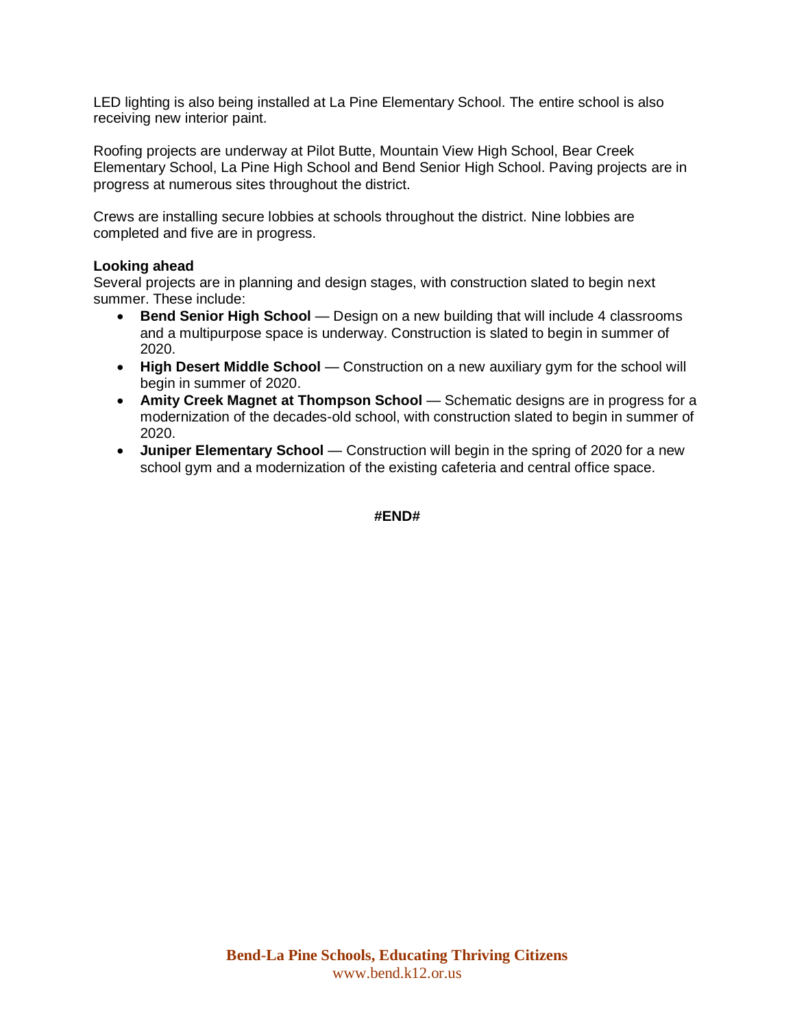LED lighting is also being installed at La Pine Elementary School. The entire school is also receiving new interior paint.

Roofing projects are underway at Pilot Butte, Mountain View High School, Bear Creek Elementary School, La Pine High School and Bend Senior High School. Paving projects are in progress at numerous sites throughout the district.

Crews are installing secure lobbies at schools throughout the district. Nine lobbies are completed and five are in progress.

**Looking ahead**

Several projects are in planning and design stages, with construction slated to begin next summer. These include:

- **Bend Senior High School** — Design on a new building that will include 4 classrooms and a multipurpose space is underway. Construction is slated to begin in summer of 2020.
- **High Desert Middle School** — Construction on a new auxiliary gym for the school will begin in summer of 2020.
- **Amity Creek Magnet at Thompson School** — Schematic designs are in progress for a modernization of the decades-old school, with construction slated to begin in summer of 2020.
- **Juniper Elementary School** — Construction will begin in the spring of 2020 for a new school gym and a modernization of the existing cafeteria and central office space.

**#END#**